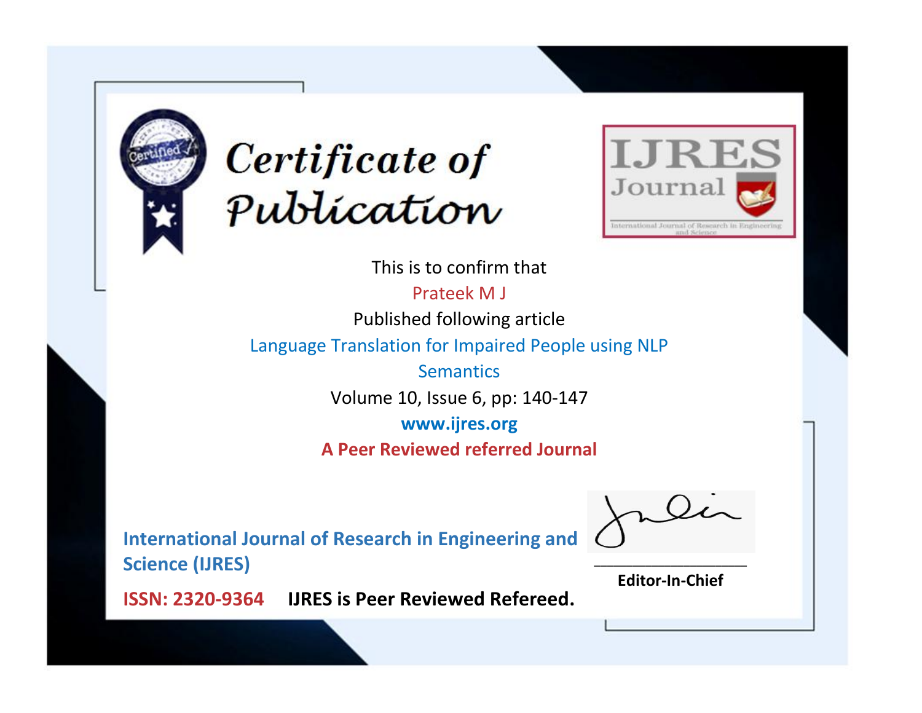# Certificate of Publication

IJRES Journal

International Journal of Research in Engineering and Science

This is to confirm that

Prateek M J

Published following article

Language Translation for Impaired People using NLP Semantics

Volume 10, Issue 6, pp: 140-147

**www.ijres.org**

**A Peer Reviewed referred Journal**

**International Journal of Research in Engineering and Science (IJRES)**

**ISSN: 2320-9364** **IJRES is Peer Reviewed Refereed.**

**Editor-In-Chief**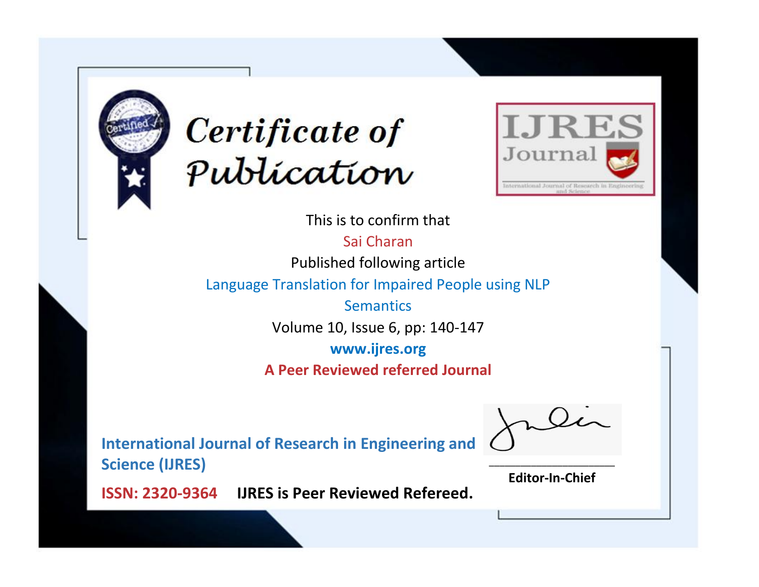# Certificate of Publication

IJRES Journal

International Journal of Research in Engineering and Science

This is to confirm that

Sai Charan

Published following article

Language Translation for Impaired People using NLP Semantics

Volume 10, Issue 6, pp: 140-147

**www.ijres.org**

**A Peer Reviewed referred Journal**

**International Journal of Research in Engineering and Science (IJRES)**

**ISSN: 2320-9364** **IJRES is Peer Reviewed Refereed.**

**Editor-In-Chief**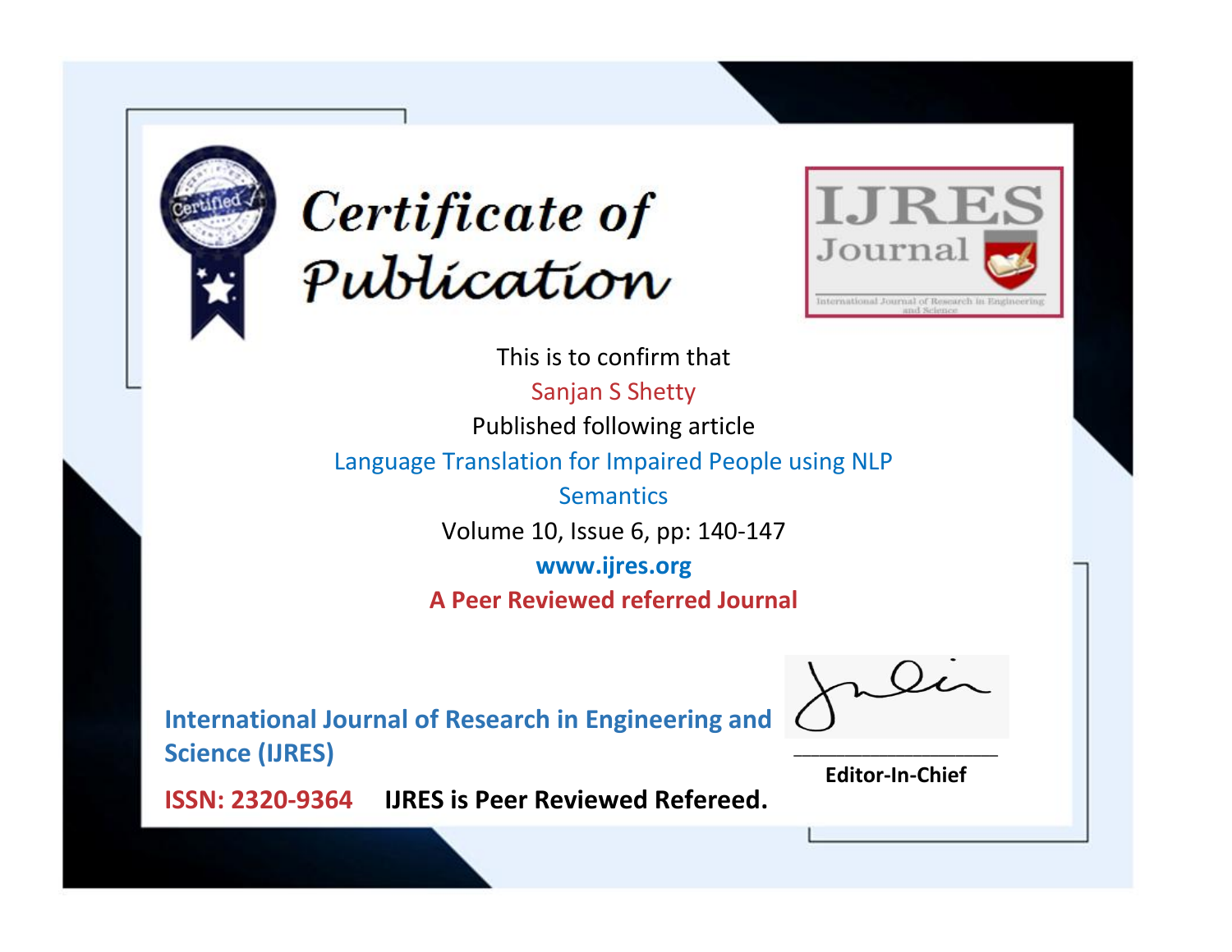# Certificate of Publication

IJRES Journal

International Journal of Research in Engineering and Science

This is to confirm that

Sanjan S Shetty

Published following article

Language Translation for Impaired People using NLP Semantics

Volume 10, Issue 6, pp: 140-147

www.ijres.org

**A Peer Reviewed referred Journal**

**International Journal of Research in Engineering and Science (IJRES)**

**ISSN: 2320-9364** **IJRES is Peer Reviewed Refereed.**

**Editor-In-Chief**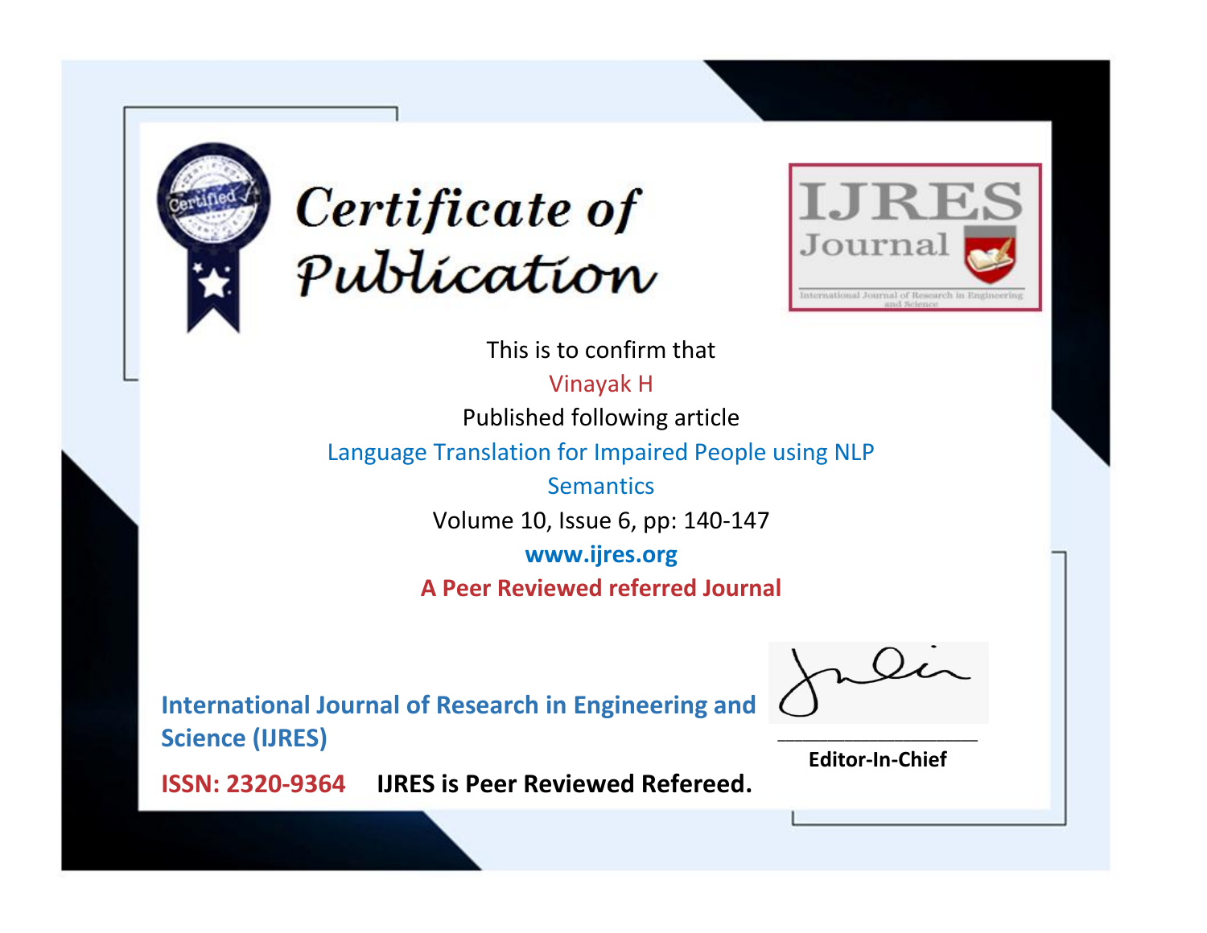# Certificate of Publication

IJRES Journal

International Journal of Research in Engineering and Science

This is to confirm that

Vinayak H

Published following article

Language Translation for Impaired People using NLP Semantics

Volume 10, Issue 6, pp: 140-147

www.ijres.org

**A Peer Reviewed referred Journal**

**International Journal of Research in Engineering and Science (IJRES)**

**ISSN: 2320-9364** **IJRES is Peer Reviewed Refereed.**

**Editor-In-Chief**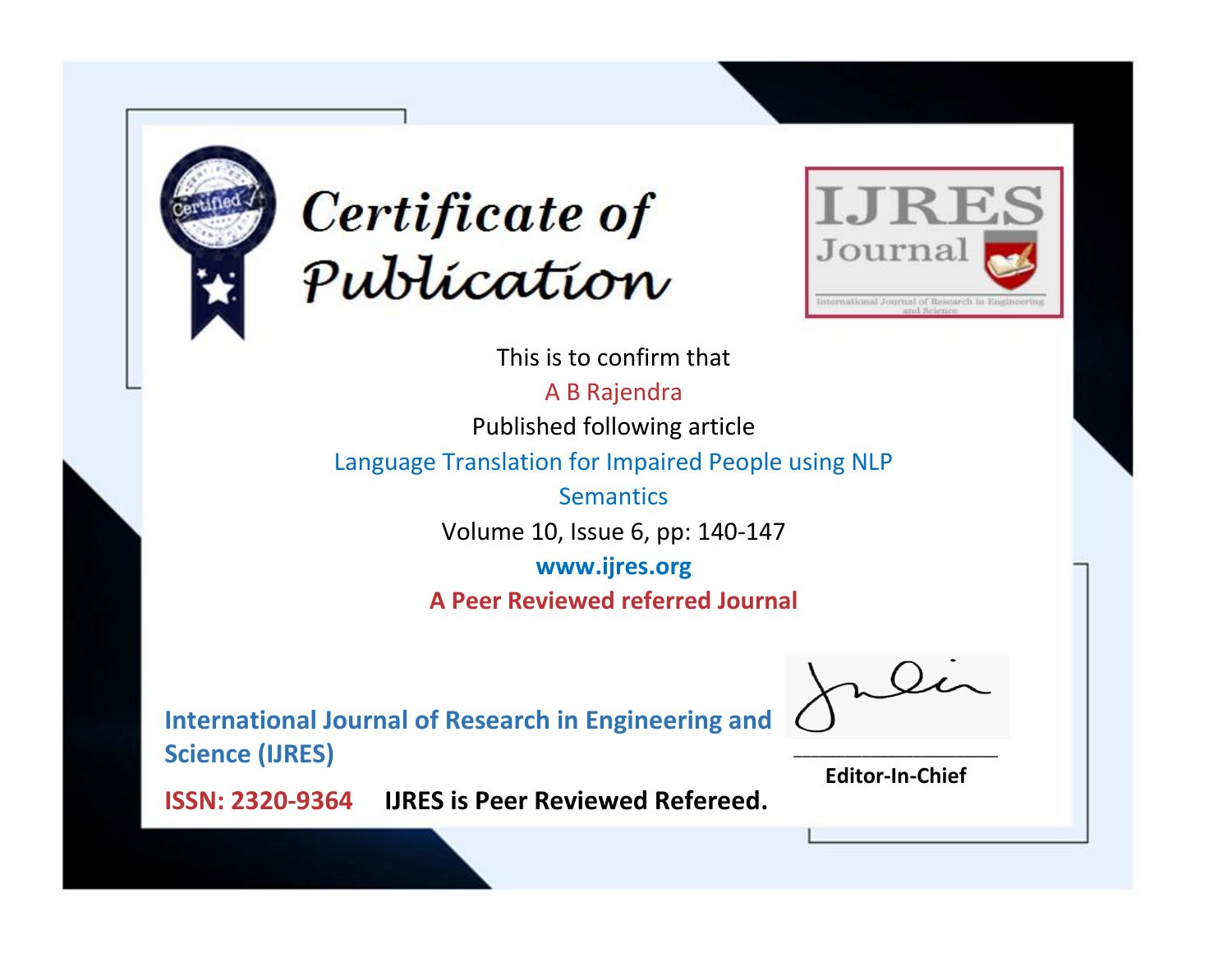# Certificate of Publication

IJRES Journal

International Journal of Research in Engineering and Science

This is to confirm that

A B Rajendra

Published following article

Language Translation for Impaired People using NLP Semantics

Volume 10, Issue 6, pp: 140-147

**www.ijres.org**

**A Peer Reviewed referred Journal**

**International Journal of Research in Engineering and Science (IJRES)**

**ISSN: 2320-9364** **IJRES is Peer Reviewed Refereed.**

**Editor-In-Chief**